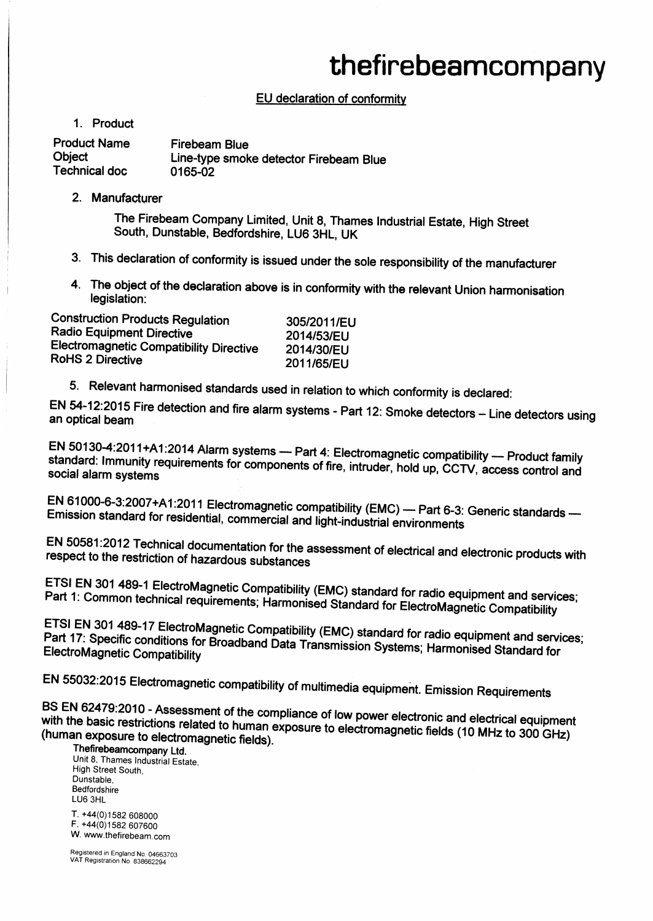# thefirebeamcompany

## EU declaration of conformity

1. Product

| | |
|---|---|
| Product Name | Firebeam Blue |
| Object | Line-type smoke detector Firebeam Blue |
| Technical doc | 0165-02 |

2. Manufacturer

   The Firebeam Company Limited, Unit 8, Thames Industrial Estate, High Street South, Dunstable, Bedfordshire, LU6 3HL, UK

3. This declaration of conformity is issued under the sole responsibility of the manufacturer

4. The object of the declaration above is in conformity with the relevant Union harmonisation legislation:

| | |
|---|---|
| Construction Products Regulation | 305/2011/EU |
| Radio Equipment Directive | 2014/53/EU |
| Electromagnetic Compatibility Directive | 2014/30/EU |
| RoHS 2 Directive | 2011/65/EU |

5. Relevant harmonised standards used in relation to which conformity is declared:

EN 54-12:2015 Fire detection and fire alarm systems - Part 12: Smoke detectors – Line detectors using an optical beam

EN 50130-4:2011+A1:2014 Alarm systems — Part 4: Electromagnetic compatibility — Product family standard: Immunity requirements for components of fire, intruder, hold up, CCTV, access control and social alarm systems

EN 61000-6-3:2007+A1:2011 Electromagnetic compatibility (EMC) — Part 6-3: Generic standards — Emission standard for residential, commercial and light-industrial environments

EN 50581:2012 Technical documentation for the assessment of electrical and electronic products with respect to the restriction of hazardous substances

ETSI EN 301 489-1 ElectroMagnetic Compatibility (EMC) standard for radio equipment and services; Part 1: Common technical requirements; Harmonised Standard for ElectroMagnetic Compatibility

ETSI EN 301 489-17 ElectroMagnetic Compatibility (EMC) standard for radio equipment and services; Part 17: Specific conditions for Broadband Data Transmission Systems; Harmonised Standard for ElectroMagnetic Compatibility

EN 55032:2015 Electromagnetic compatibility of multimedia equipment. Emission Requirements

BS EN 62479:2010 - Assessment of the compliance of low power electronic and electrical equipment with the basic restrictions related to human exposure to electromagnetic fields (10 MHz to 300 GHz) (human exposure to electromagnetic fields).

**Thefirebeamcompany Ltd.**
Unit 8, Thames Industrial Estate,
High Street South,
Dunstable,
Bedfordshire
LU6 3HL

T. +44(0)1582 608000
F. +44(0)1582 607600
W. www.thefirebeam.com

Registered in England No. 04663703
VAT Registration No. 838662294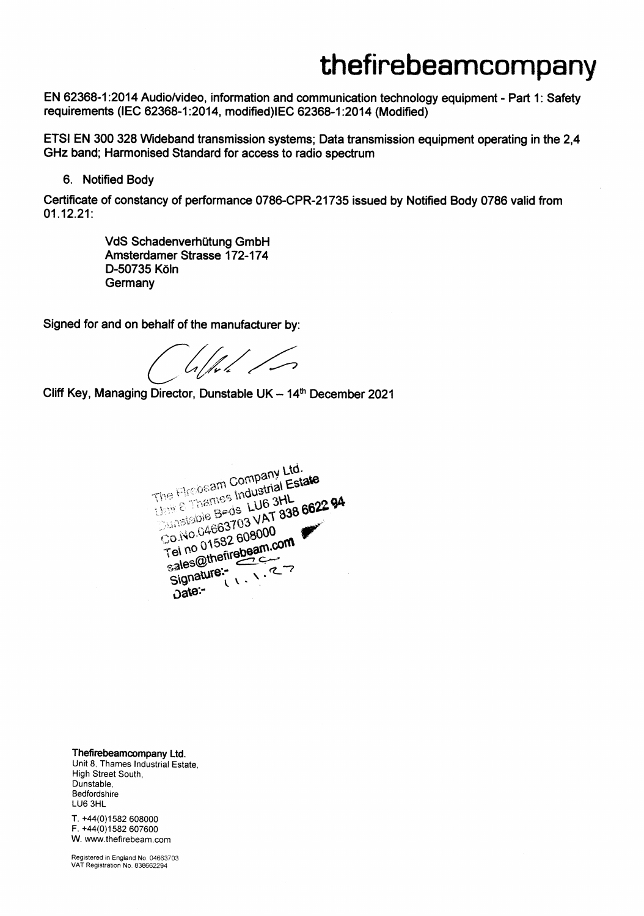# thefirebeamcompany

EN 62368-1:2014 Audio/video, information and communication technology equipment - Part 1: Safety requirements (IEC 62368-1:2014, modified)IEC 62368-1:2014 (Modified)

ETSI EN 300 328 Wideband transmission systems; Data transmission equipment operating in the 2,4 GHz band; Harmonised Standard for access to radio spectrum

6. Notified Body

Certificate of constancy of performance 0786-CPR-21735 issued by Notified Body 0786 valid from 01.12.21:

VdS Schadenverhütung GmbH
Amsterdamer Strasse 172-174
D-50735 Köln
Germany

Signed for and on behalf of the manufacturer by:

Cliff Key, Managing Director, Dunstable UK – 14th December 2021

The Firebeam Company Ltd.
Unit 8 Thames Industrial Estate
Dunstable Beds LU6 3HL
Co.No.04663703 VAT 838 6622 94
Tel no 01582 608000
sales@thefirebeam.com
Signature:-
Date:- 11.1.22

**Thefirebeamcompany Ltd.**
Unit 8, Thames Industrial Estate,
High Street South,
Dunstable,
Bedfordshire
LU6 3HL

T. +44(0)1582 608000
F. +44(0)1582 607600
W. www.thefirebeam.com

Registered in England No. 04663703
VAT Registration No. 838662294